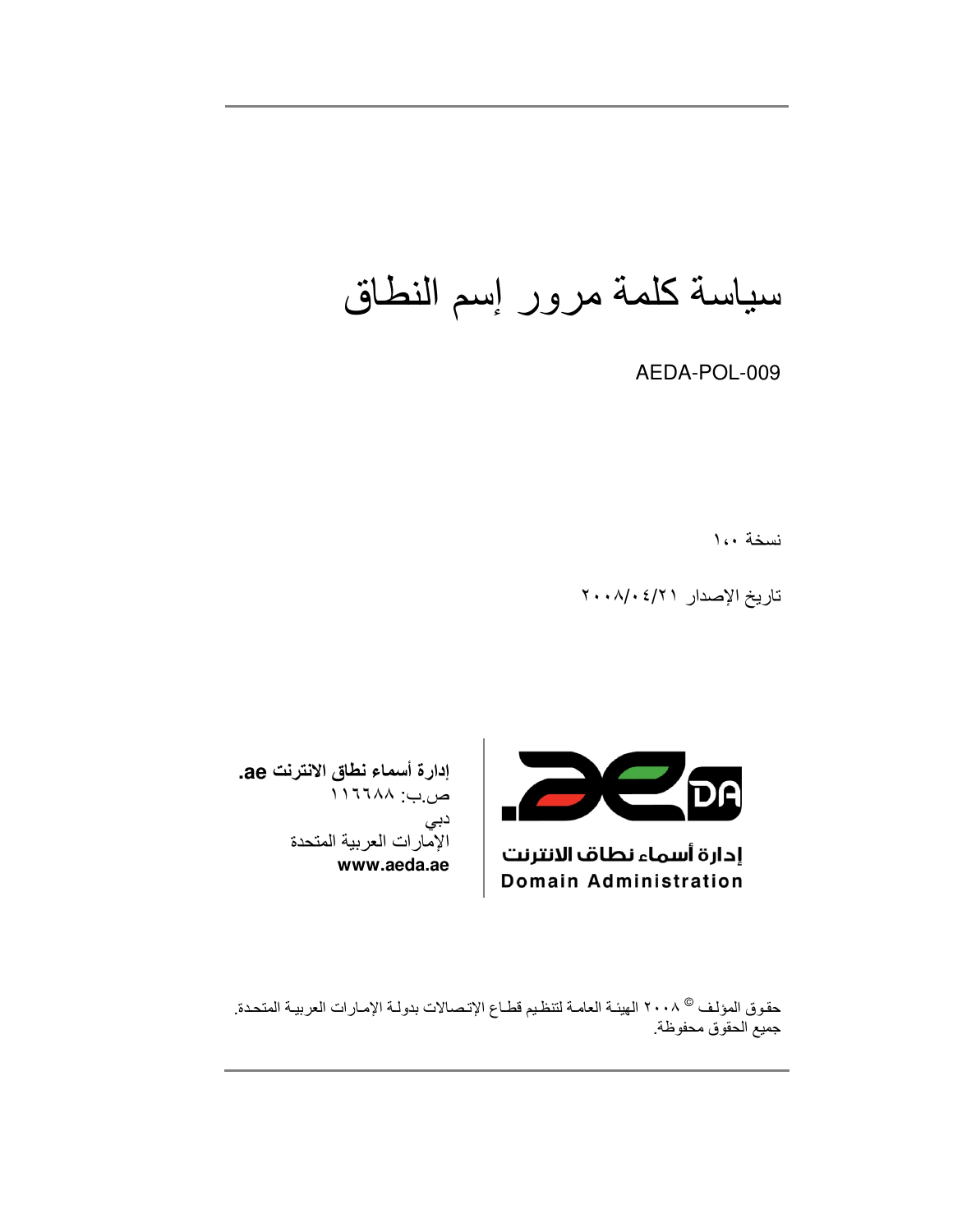# سياسة كلمة مرور إسم النطاق

AEDA-POL-009

نسخة ١،٠

تاريخ الإصدار ٢٠٠٨/٠٤/٢١

إدارة أسماء نطاق الانترنت ae.

Domain Administration

**إدارة أسماء نطاق الانترنت ae.**
ص.ب: ١١٦٦٨٨
دبي
الإمارات العربية المتحدة
**www.aeda.ae**

حقوق المؤلف © ٢٠٠٨ الهيئة العامة لتنظيم قطاع الإتصالات بدولة الإمارات العربية المتحدة.
جميع الحقوق محفوظة.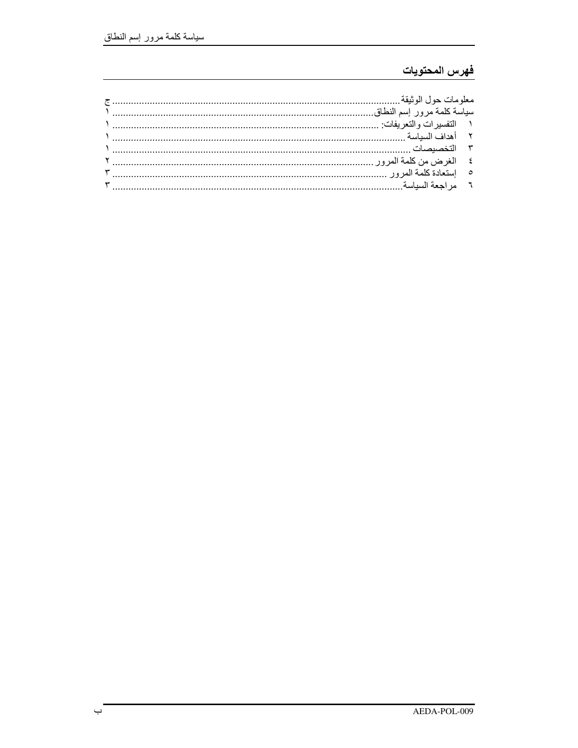## فهرس المحتويات

معلومات حول الوثيقة ........................................................................................................ ج
سياسة كلمة مرور إسم النطاق........................................................................................... ١
١ التفسيرات والتعريفات: .................................................................................................. ١
٢ أهداف السياسة ............................................................................................................ ١
٣ التخصيصات ............................................................................................................... ١
٤ الغرض من كلمة المرور ................................................................................................ ٢
٥ إستعادة كلمة المرور ..................................................................................................... ٣
٦ مراجعة السياسة........................................................................................................... ٣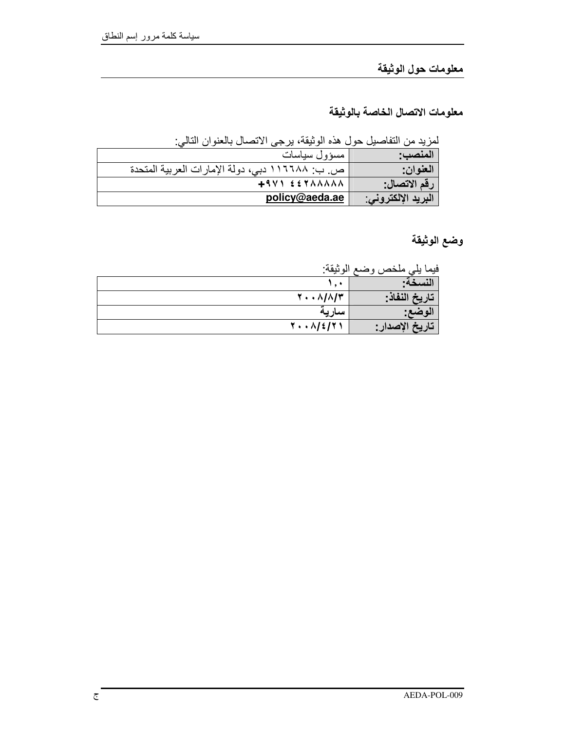# معلومات حول الوثيقة

## معلومات الاتصال الخاصة بالوثيقة

لمزيد من التفاصيل حول هذه الوثيقة، يرجى الاتصال بالعنوان التالي:

| | |
|---|---|
| **المنصب:** | مسؤول سياسات |
| **العنوان:** | ص. ب: ١١٦٦٨٨ دبي، دولة الإمارات العربية المتحدة |
| **رقم الاتصال:** | **+٩٧١ ٤٤٢٨٨٨٨٨** |
| **البريد الإلكتروني:** | **policy@aeda.ae** |

## وضع الوثيقة

فيما يلي ملخص وضع الوثيقة:

| | |
|---|---|
| **النسخة:** | ١,٠ |
| **تاريخ النفاذ:** | **٢٠٠٨/٨/٣** |
| **الوضع:** | **سارية** |
| **تاريخ الإصدار:** | **٢٠٠٨/٤/٢١** |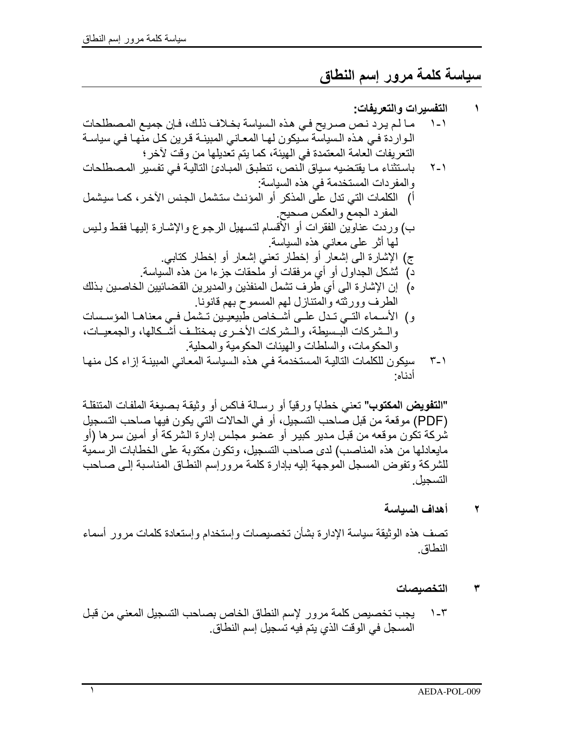# سياسة كلمة مرور إسم النطاق

**١ التفسيرات والتعريفات:**

١-١ ما لم يرد نص صريح في هذه السياسة بخلاف ذلك، فإن جميع المصطلحات الواردة في هذه السياسة سيكون لها المعاني المبينة قرين كل منها في سياسة التعريفات العامة المعتمدة في الهيئة، كما يتم تعديلها من وقت لآخر؛

٢-١ باستثناء ما يقتضيه سياق النص، تنطبق المبادئ التالية في تفسير المصطلحات والمفردات المستخدمة في هذه السياسة:

أ) الكلمات التي تدل على المذكر أو المؤنث ستشمل الجنس الآخر، كما سيشمل المفرد الجمع والعكس صحيح.

ب) وردت عناوين الفقرات أو الأقسام لتسهيل الرجوع والإشارة إليها فقط وليس لها أثر على معاني هذه السياسة.

ج) الإشارة الى إشعار أو إخطار تعني إشعار أو إخطار كتابي.

د) تُشكل الجداول أو أي مرفقات أو ملحقات جزءا من هذه السياسة.

ه) إن الإشارة الى أي طرف تشمل المنفذين والمديرين القضائيين الخاصين بذلك الطرف وورثته والمتنازل لهم المسموح بهم قانونا.

و) الأسماء التي تدل على أشخاص طبيعيين تشمل في معناها المؤسسات والشركات البسيطة، والشركات الأخرى بمختلف أشكالها، والجمعيات، والحكومات، والسلطات والهيئات الحكومية والمحلية.

٣-١ سيكون للكلمات التالية المستخدمة في هذه السياسة المعاني المبينة إزاء كل منها أدناه:

**"التفويض المكتوب"** تعني خطاباً ورقياً أو رسالة فاكس أو وثيقة بصيغة الملفات المتنقلة (PDF) موقعة من قبل صاحب التسجيل، أو في الحالات التي يكون فيها صاحب التسجيل شركة تكون موقعه من قبل مدير كبير أو عضو مجلس إدارة الشركة أو أمين سرها (أو مايعادلها من هذه المناصب) لدى صاحب التسجيل، وتكون مكتوبة على الخطابات الرسمية للشركة وتفوض المسجل الموجهة إليه بإدارة كلمة مرورإسم النطاق المناسبة إلى صاحب التسجيل.

**٢ أهداف السياسة**

تصف هذه الوثيقة سياسة الإدارة بشأن تخصيصات وإستخدام وإستعادة كلمات مرور أسماء النطاق.

**٣ التخصيصات**

١-٣ يجب تخصيص كلمة مرور لإسم النطاق الخاص بصاحب التسجيل المعني من قبل المسجل في الوقت الذي يتم فيه تسجيل إسم النطاق.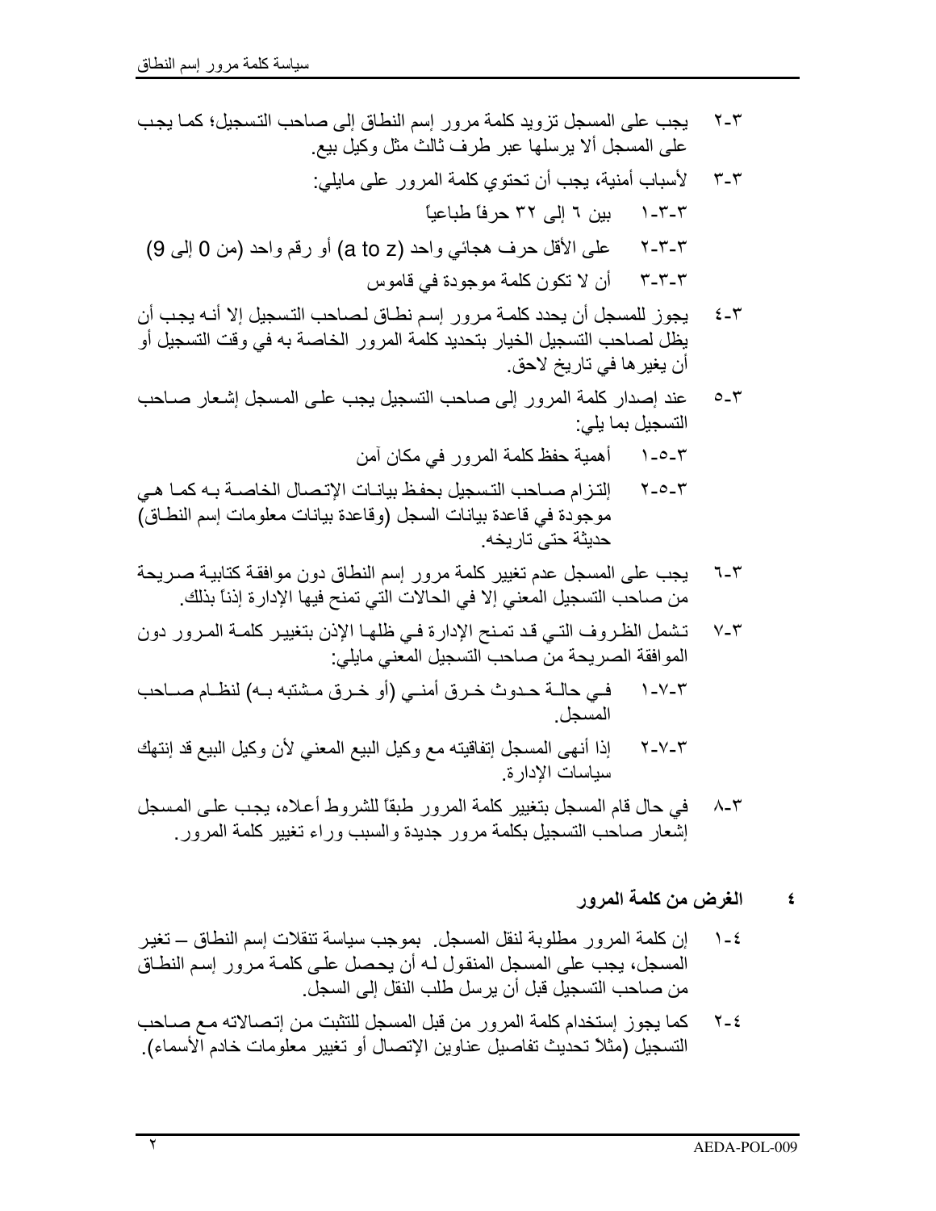٣-٢ يجب على المسجل تزويد كلمة مرور إسم النطاق إلى صاحب التسجيل؛ كما يجب على المسجل ألا يرسلها عبر طرف ثالث مثل وكيل بيع.

٣-٣ لأسباب أمنية، يجب أن تحتوي كلمة المرور على مايلي:

٣-٣-١ بين ٦ إلى ٣٢ حرفاً طباعياً

٣-٣-٢ على الأقل حرف هجائي واحد (a to z) أو رقم واحد (من 0 إلى 9)

٣-٣-٣ أن لا تكون كلمة موجودة في قاموس

٣-٤ يجوز للمسجل أن يحدد كلمة مرور إسم نطاق لصاحب التسجيل إلا أنه يجب أن يظل لصاحب التسجيل الخيار بتحديد كلمة المرور الخاصة به في وقت التسجيل أو أن يغيرها في تاريخ لاحق.

٣-٥ عند إصدار كلمة المرور إلى صاحب التسجيل يجب على المسجل إشعار صاحب التسجيل بما يلي:

٣-٥-١ أهمية حفظ كلمة المرور في مكان آمن

٣-٥-٢ إلتزام صاحب التسجيل بحفظ بيانات الإتصال الخاصة به كما هي موجودة في قاعدة بيانات السجل (وقاعدة بيانات معلومات إسم النطاق) حديثة حتى تاريخه.

٣-٦ يجب على المسجل عدم تغيير كلمة مرور إسم النطاق دون موافقة كتابية صريحة من صاحب التسجيل المعني إلا في الحالات التي تمنح فيها الإدارة إذناً بذلك.

٣-٧ تشمل الظروف التي قد تمنح الإدارة في ظلها الإذن بتغيير كلمة المرور دون الموافقة الصريحة من صاحب التسجيل المعني مايلي:

٣-٧-١ في حالة حدوث خرق أمني (أو خرق مشتبه به) لنظام صاحب المسجل.

٣-٧-٢ إذا أنهى المسجل إتفاقيته مع وكيل البيع المعني لأن وكيل البيع قد إنتهك سياسات الإدارة.

٣-٨ في حال قام المسجل بتغيير كلمة المرور طبقاً للشروط أعلاه، يجب على المسجل إشعار صاحب التسجيل بكلمة مرور جديدة والسبب وراء تغيير كلمة المرور.

## ٤ الغرض من كلمة المرور

٤-١ إن كلمة المرور مطلوبة لنقل المسجل. بموجب سياسة تنقلات إسم النطاق – تغير المسجل، يجب على المسجل المنقول له أن يحصل على كلمة مرور إسم النطاق من صاحب التسجيل قبل أن يرسل طلب النقل إلى السجل.

٤-٢ كما يجوز إستخدام كلمة المرور من قبل المسجل للتثبت من إتصالاته مع صاحب التسجيل (مثلاً تحديث تفاصيل عناوين الإتصال أو تغيير معلومات خادم الأسماء).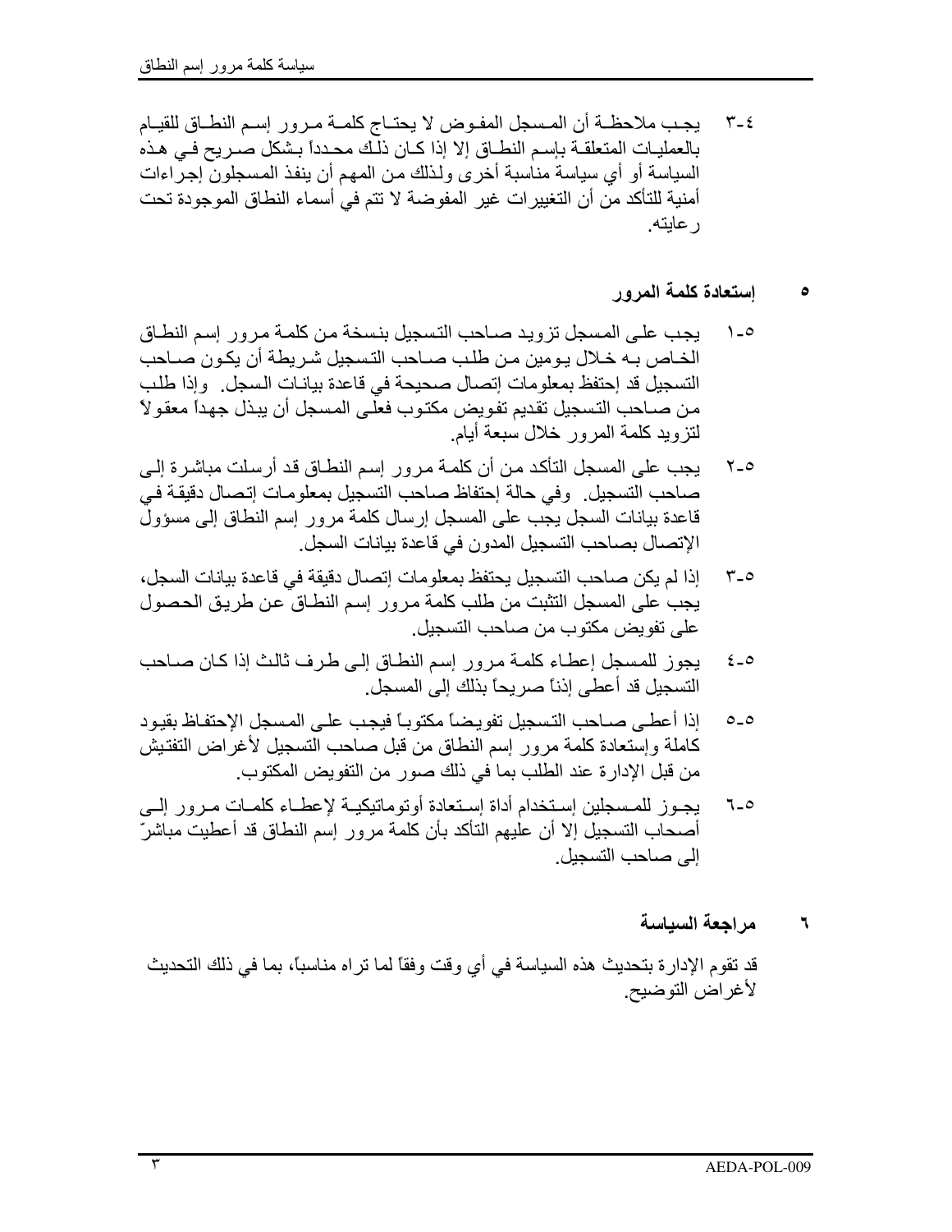٣-٤ يجب ملاحظة أن المسجل المفوض لا يحتاج كلمة مرور إسم النطاق للقيام بالعمليات المتعلقة بإسم النطاق إلا إذا كان ذلك محدداً بشكل صريح في هذه السياسة أو أي سياسة مناسبة أخرى ولذلك من المهم أن ينفذ المسجلون إجراءات أمنية للتأكد من أن التغييرات غير المفوضة لا تتم في أسماء النطاق الموجودة تحت رعايته.

## ٥ إستعادة كلمة المرور

١-٥ يجب على المسجل تزويد صاحب التسجيل بنسخة من كلمة مرور إسم النطاق الخاص به خلال يومين من طلب صاحب التسجيل شريطة أن يكون صاحب التسجيل قد إحتفظ بمعلومات إتصال صحيحة في قاعدة بيانات السجل. وإذا طلب من صاحب التسجيل تقديم تفويض مكتوب فعلى المسجل أن يبذل جهداً معقولاً لتزويد كلمة المرور خلال سبعة أيام.

٢-٥ يجب على المسجل التأكد من أن كلمة مرور إسم النطاق قد أرسلت مباشرة إلى صاحب التسجيل. وفي حالة إحتفاظ صاحب التسجيل بمعلومات إتصال دقيقة في قاعدة بيانات السجل يجب على المسجل إرسال كلمة مرور إسم النطاق إلى مسؤول الإتصال بصاحب التسجيل المدون في قاعدة بيانات السجل.

٣-٥ إذا لم يكن صاحب التسجيل يحتفظ بمعلومات إتصال دقيقة في قاعدة بيانات السجل، يجب على المسجل التثبت من طلب كلمة مرور إسم النطاق عن طريق الحصول على تفويض مكتوب من صاحب التسجيل.

٤-٥ يجوز للمسجل إعطاء كلمة مرور إسم النطاق إلى طرف ثالث إذا كان صاحب التسجيل قد أعطى إذناً صريحاً بذلك إلى المسجل.

٥-٥ إذا أعطى صاحب التسجيل تفويضاً مكتوباً فيجب على المسجل الإحتفاظ بقيود كاملة وإستعادة كلمة مرور إسم النطاق من قبل صاحب التسجيل لأغراض التفتيش من قبل الإدارة عند الطلب بما في ذلك صور من التفويض المكتوب.

٦-٥ يجوز للمسجلين إستخدام أداة إستعادة أوتوماتيكية لإعطاء كلمات مرور إلى أصحاب التسجيل إلا أن عليهم التأكد بأن كلمة مرور إسم النطاق قد أعطيت مباشرّ إلى صاحب التسجيل.

## ٦ مراجعة السياسة

قد تقوم الإدارة بتحديث هذه السياسة في أي وقت وفقاً لما تراه مناسباً، بما في ذلك التحديث لأغراض التوضيح.